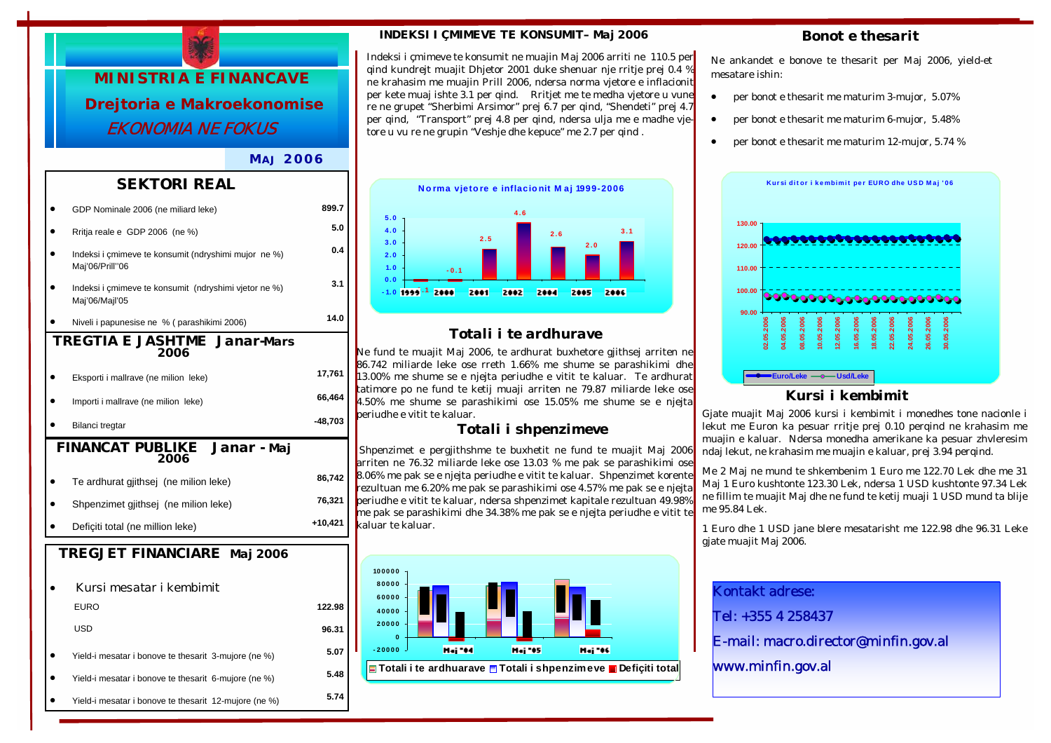# MINISTRIA E FINANCAVE

## Drejtoria e Makroekonomise

*EKONOMIA NE FOKUS*

**MAJ 2006**

## SEKTORI REAL

| | |
|---|---|
| GDP Nominale 2006 (ne miliard leke) | 899.7 |
| Rritja reale e GDP 2006 (ne %) | 5.0 |
| Indeksi i çmimeve te konsumit (ndryshimi mujor ne %) Maj'06/Prill"06 | 0.4 |
| Indeksi i çmimeve te konsumit (ndryshimi vjetor ne %) Maj'06/Maj'05 | 3.1 |
| Niveli i papunesise ne % ( parashikimi 2006) | 14.0 |

## TREGTIA E JASHTME Janar-Mars 2006

| | |
|---|---|
| Eksporti i mallrave (ne milion leke) | 17,761 |
| Importi i mallrave (ne milion leke) | 66,464 |
| Bilanci tregtar | -48,703 |

## FINANCAT PUBLIKE Janar - Maj 2006

| | |
|---|---|
| Te ardhurat gjithsej (ne milion leke) | 86,742 |
| Shpenzimet gjithsej (ne milion leke) | 76,321 |
| Defiçiti total (ne million leke) | +10,421 |

## TREGJET FINANCIARE Maj 2006

| | |
|---|---|
| Kursi mesatar i kembimit | |
| EURO | 122.98 |
| USD | 96.31 |
| Yield-i mesatar i bonove te thesarit 3-mujore (ne %) | 5.07 |
| Yield-i mesatar i bonove te thesarit 6-mujore (ne %) | 5.48 |
| Yield-i mesatar i bonove te thesarit 12-mujore (ne %) | 5.74 |

## INDEKSI I ÇMIMEVE TE KONSUMIT– Maj 2006

Indeksi i çmimeve te konsumit ne muajin Maj 2006 arriti ne 110.5 per qind kundrejt muajit Dhjetor 2001 duke shenuar nje rritje prej 0.4 % ne krahasim me muajin Prill 2006, ndersa norma vjetore e inflacionit per kete muaj ishte 3.1 per qind. Rritjet me te medha vjetore u vune re ne grupet "Sherbimi Arsimor" prej 6.7 per qind, "Shendeti" prej 4.7 per qind, "Transport" prej 4.8 per qind, ndersa ulja me e madhe vjetore u vu re ne grupin "Veshje dhe kepuce" me 2.7 per qind .

**Norma vjetore e inflacionit Maj 1999-2006**

| 1999 | 2000 | 2001 | 2002 | 2004 | 2005 | 2006 |
|---|---|---|---|---|---|---|
| -1 | -0.1 | 2.5 | 4.6 | 2.6 | 2.0 | 3.1 |

## Totali i te ardhurave

Ne fund te muajit Maj 2006, te ardhurat buxhetore gjithsej arriten ne 86.742 miliarde leke ose rreth 1.66% me shume se parashikimi dhe 13.00% me shume se e njejta periudhe e vitit te kaluar. Te ardhurat tatimore po ne fund te ketij muaji arriten ne 79.87 miliarde leke ose 4.50% me shume se parashikimi ose 15.05% me shume se e njejta periudhe e vitit te kaluar.

## Totali i shpenzimeve

Shpenzimet e pergjithshme te buxhetit ne fund te muajit Maj 2006 arriten ne 76.32 miliarde leke ose 13.03 % me pak se parashikimi dhe 8.06% me pak se e njejta periudhe e vitit te kaluar. Shpenzimet korente rezultuan me 6.20% me pak se parashikimi ose 4.57% me pak se e njejta periudhe e vitit te kaluar, ndersa shpenzimet kapitale rezultuan 49.98% me pak se parashikimi dhe 34.38% me pak se e njejta periudhe e vitit te kaluar te kaluar.

Totali i te ardhuarave / Totali i shpenzimeve / Defiçiti total (Maj "04, Maj "05, Maj "06)

## Bonot e thesarit

Ne ankandet e bonove te thesarit per Maj 2006, yield-et mesatare ishin:

- per bonot e thesarit me maturim 3-mujor, 5.07%
- per bonot e thesarit me maturim 6-mujor, 5.48%
- per bonot e thesarit me maturim 12-mujor, 5.74 %

**Kursi ditor i kembimit per EURO dhe USD Maj '06**

Euro/Leke — Usd/Leke

## Kursi i kembimit

Gjate muajit Maj 2006 kursi i kembimit i monedhes tone nacionle i lekut me Euron ka pesuar rritje prej 0.10 perqind ne krahasim me muajin e kaluar. Ndersa monedha amerikane ka pesuar zhvleresim ndaj lekut, ne krahasim me muajin e kaluar, prej 3.94 perqind.

Me 2 Maj ne mund te shkembenim 1 Euro me 122.70 Lek dhe me 31 Maj 1 Euro kushtonte 123.30 Lek, ndersa 1 USD kushtonte 97.34 Lek ne fillim te muajit Maj dhe ne fund te ketij muaji 1 USD mund ta blije me 95.84 Lek.

1 Euro dhe 1 USD jane blere mesatarisht me 122.98 dhe 96.31 Leke gjate muajit Maj 2006.

Kontakt adrese:

Tel: +355 4 258437

E-mail: macro.director@minfin.gov.al

www.minfin.gov.al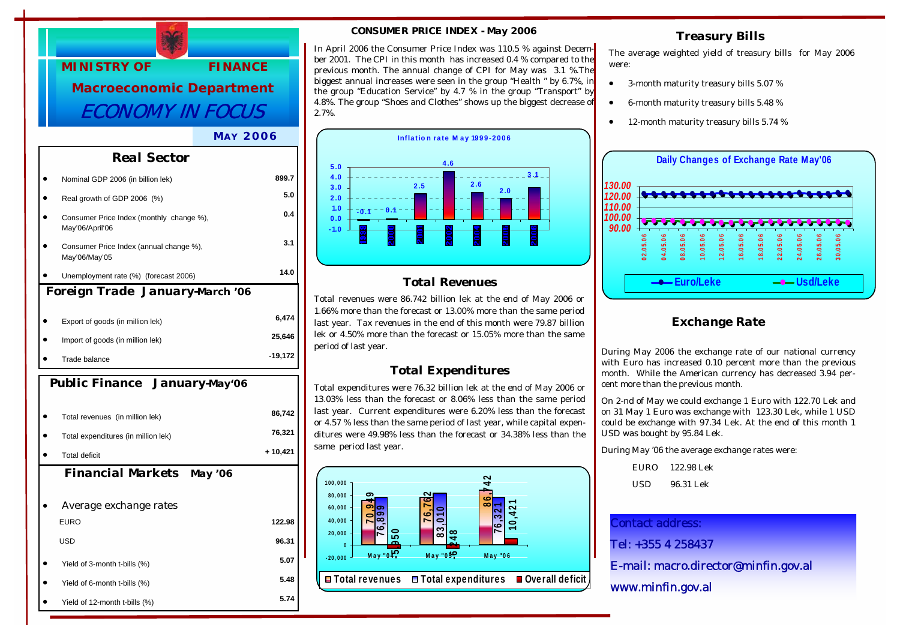# MINISTRY OF FINANCE

## Macroeconomic Department

## *ECONOMY IN FOCUS*

**MAY 2006**

## Real Sector

| | |
|---|---|
| Nominal GDP 2006 (in billion lek) | 899.7 |
| Real growth of GDP 2006 (%) | 5.0 |
| Consumer Price Index (monthly change %), May'06/April'06 | 0.4 |
| Consumer Price Index (annual change %), May'06/May'05 | 3.1 |
| Unemployment rate (%) (forecast 2006) | 14.0 |

## Foreign Trade January-March '06

| | |
|---|---|
| Export of goods (in million lek) | 6,474 |
| Import of goods (in million lek) | 25,646 |
| Trade balance | -19,172 |

## Public Finance January-May'06

| | |
|---|---|
| Total revenues (in million lek) | 86,742 |
| Total expenditures (in million lek) | 76,321 |
| Total deficit | + 10,421 |

## Financial Markets May '06

| | |
|---|---|
| Average exchange rates | |
| EURO | 122.98 |
| USD | 96.31 |
| Yield of 3-month t-bills (%) | 5.07 |
| Yield of 6-month t-bills (%) | 5.48 |
| Yield of 12-month t-bills (%) | 5.74 |

## CONSUMER PRICE INDEX - May 2006

In April 2006 the Consumer Price Index was 110.5 % against December 2001. The CPI in this month has increased 0.4 % compared to the previous month. The annual change of CPI for May was 3.1 %.The biggest annual increases were seen in the group "Health " by 6.7%, in the group "Education Service" by 4.7 % in the group "Transport" by 4.8%. The group "Shoes and Clothes" shows up the biggest decrease of 2.7%.

Inflation rate May 1999-2006

-0.1 0.1 2.5 4.6 2.6 2.0 3.1

1999 2000 2001 2002 2004 2005 2006

## Total Revenues

Total revenues were 86.742 billion lek at the end of May 2006 or 1.66% more than the forecast or 13.00% more than the same period last year. Tax revenues in the end of this month were 79.87 billion lek or 4.50% more than the forecast or 15.05% more than the same period of last year.

## Total Expenditures

Total expenditures were 76.32 billion lek at the end of May 2006 or 13.03% less than the forecast or 8.06% less than the same period last year. Current expenditures were 6.20% less than the forecast or 4.57 % less than the same period of last year, while capital expenditures were 49.98% less than the forecast or 34.38% less than the same period last year.

May "04" May "05" May "06"

70,949 76,899 -5,950 76,762 83,010 -6,248 86,742 76,321 10,421

Total revenues Total expenditures Overall deficit

## Treasury Bills

The average weighted yield of treasury bills for May 2006 were:

- 3-month maturity treasury bills 5.07 %
- 6-month maturity treasury bills 5.48 %
- 12-month maturity treasury bills 5.74 %

Daily Changes of Exchange Rate May'06

Euro/Leke Usd/Leke

## Exchange Rate

During May 2006 the exchange rate of our national currency with Euro has increased 0.10 percent more than the previous month. While the American currency has decreased 3.94 percent more than the previous month.

On 2-nd of May we could exchange 1 Euro with 122.70 Lek and on 31 May 1 Euro was exchange with 123.30 Lek, while 1 USD could be exchange with 97.34 Lek. At the end of this month 1 USD was bought by 95.84 Lek.

During May '06 the average exchange rates were:

| | |
|---|---|
| EURO | 122.98 Lek |
| USD | 96.31 Lek |

Contact address:

Tel: +355 4 258437

E-mail: macro.director@minfin.gov.al

www.minfin.gov.al